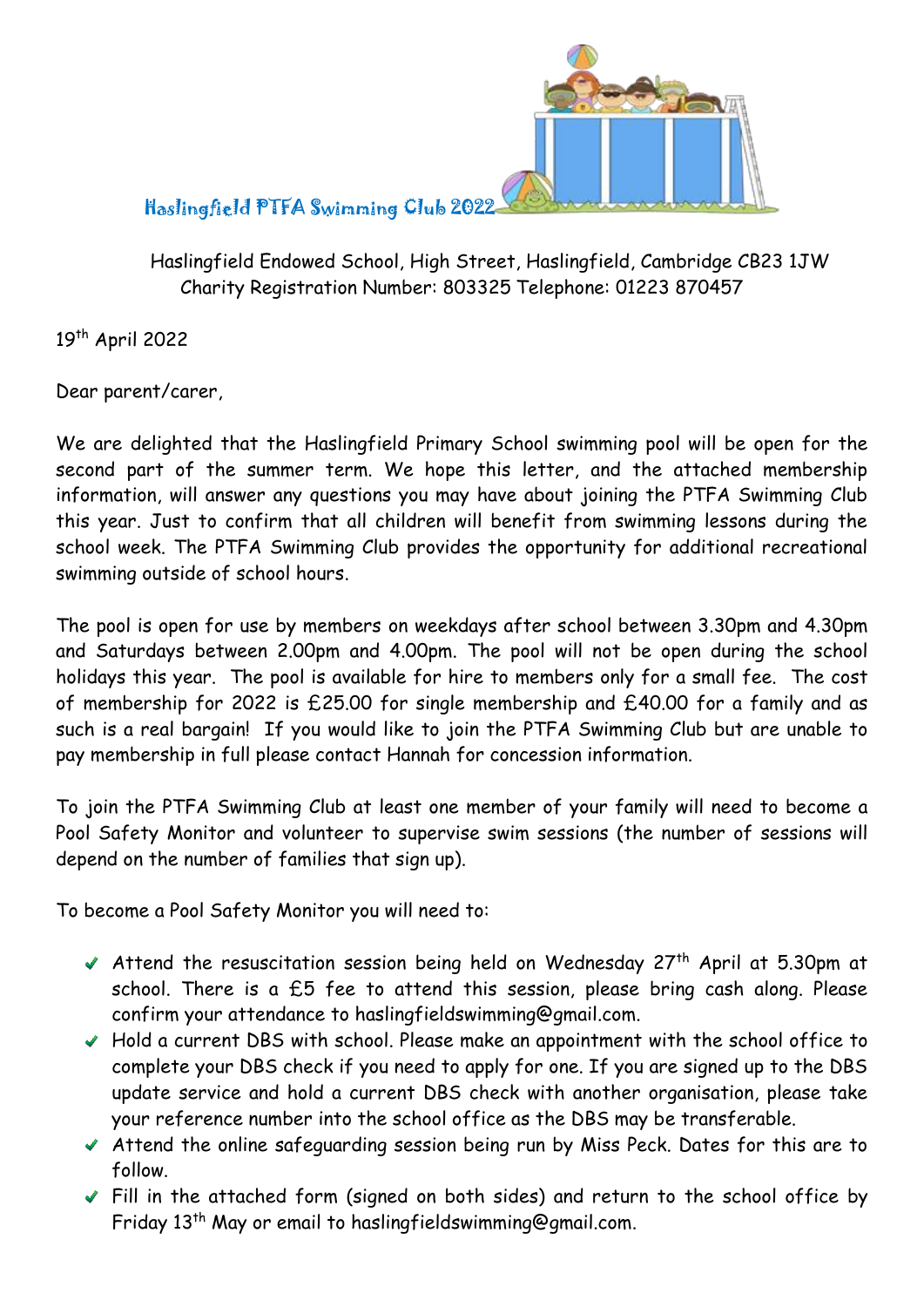# Haslingfield PTFA Swimming Club 2022

Haslingfield Endowed School, High Street, Haslingfield, Cambridge CB23 1JW
Charity Registration Number: 803325 Telephone: 01223 870457

19th April 2022

Dear parent/carer,

We are delighted that the Haslingfield Primary School swimming pool will be open for the second part of the summer term. We hope this letter, and the attached membership information, will answer any questions you may have about joining the PTFA Swimming Club this year. Just to confirm that all children will benefit from swimming lessons during the school week. The PTFA Swimming Club provides the opportunity for additional recreational swimming outside of school hours.

The pool is open for use by members on weekdays after school between 3.30pm and 4.30pm and Saturdays between 2.00pm and 4.00pm. The pool will not be open during the school holidays this year. The pool is available for hire to members only for a small fee. The cost of membership for 2022 is £25.00 for single membership and £40.00 for a family and as such is a real bargain! If you would like to join the PTFA Swimming Club but are unable to pay membership in full please contact Hannah for concession information.

To join the PTFA Swimming Club at least one member of your family will need to become a Pool Safety Monitor and volunteer to supervise swim sessions (the number of sessions will depend on the number of families that sign up).

To become a Pool Safety Monitor you will need to:

- ✓ Attend the resuscitation session being held on Wednesday 27th April at 5.30pm at school. There is a £5 fee to attend this session, please bring cash along. Please confirm your attendance to haslingfieldswimming@gmail.com.
- ✓ Hold a current DBS with school. Please make an appointment with the school office to complete your DBS check if you need to apply for one. If you are signed up to the DBS update service and hold a current DBS check with another organisation, please take your reference number into the school office as the DBS may be transferable.
- ✓ Attend the online safeguarding session being run by Miss Peck. Dates for this are to follow.
- ✓ Fill in the attached form (signed on both sides) and return to the school office by Friday 13th May or email to haslingfieldswimming@gmail.com.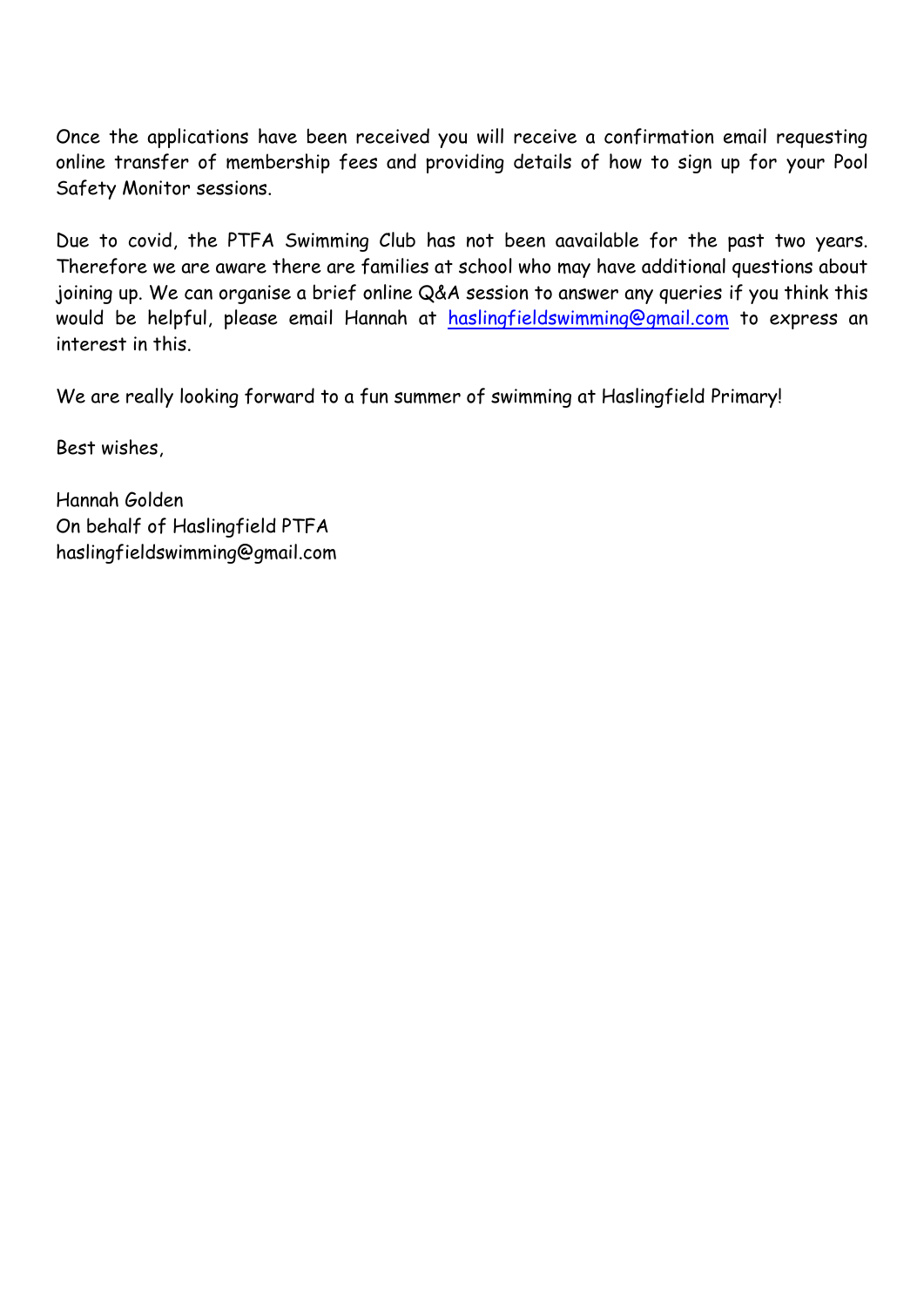Once the applications have been received you will receive a confirmation email requesting online transfer of membership fees and providing details of how to sign up for your Pool Safety Monitor sessions.

Due to covid, the PTFA Swimming Club has not been aavailable for the past two years. Therefore we are aware there are families at school who may have additional questions about joining up. We can organise a brief online Q&A session to answer any queries if you think this would be helpful, please email Hannah at [haslingfieldswimming@gmail.com](mailto:haslingfieldswimming@gmail.com) to express an interest in this.

We are really looking forward to a fun summer of swimming at Haslingfield Primary!

Best wishes,

Hannah Golden  
On behalf of Haslingfield PTFA  
haslingfieldswimming@gmail.com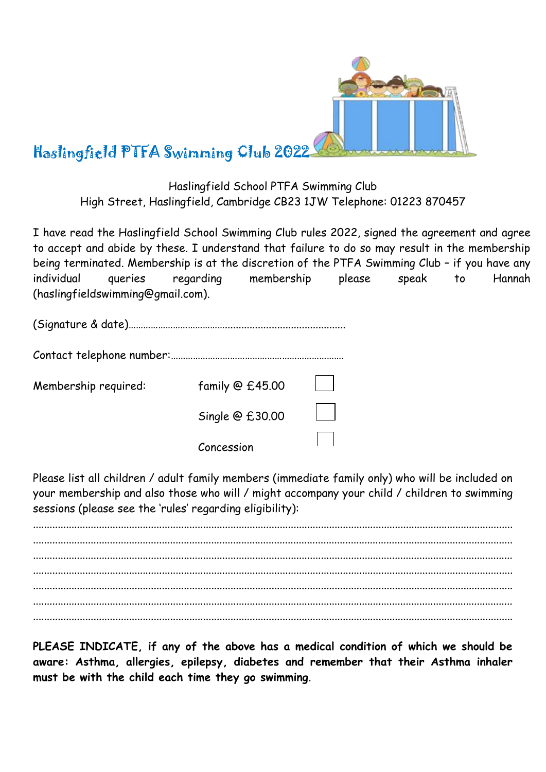# Haslingfield PTFA Swimming Club 2022

Haslingfield School PTFA Swimming Club
High Street, Haslingfield, Cambridge CB23 1JW Telephone: 01223 870457

I have read the Haslingfield School Swimming Club rules 2022, signed the agreement and agree to accept and abide by these. I understand that failure to do so may result in the membership being terminated. Membership is at the discretion of the PTFA Swimming Club – if you have any individual queries regarding membership please speak to Hannah (haslingfieldswimming@gmail.com).

(Signature & date)……………………………………………………………………

Contact telephone number:……………………………………………………………

Membership required:

- family @ £45.00 ☐
- Single @ £30.00 ☐
- Concession ☐

Please list all children / adult family members (immediate family only) who will be included on your membership and also those who will / might accompany your child / children to swimming sessions (please see the 'rules' regarding eligibility):

……………………………………………………………………………………………………………………………
……………………………………………………………………………………………………………………………
……………………………………………………………………………………………………………………………
……………………………………………………………………………………………………………………………
……………………………………………………………………………………………………………………………
……………………………………………………………………………………………………………………………
……………………………………………………………………………………………………………………………

**PLEASE INDICATE, if any of the above has a medical condition of which we should be aware: Asthma, allergies, epilepsy, diabetes and remember that their Asthma inhaler must be with the child each time they go swimming**.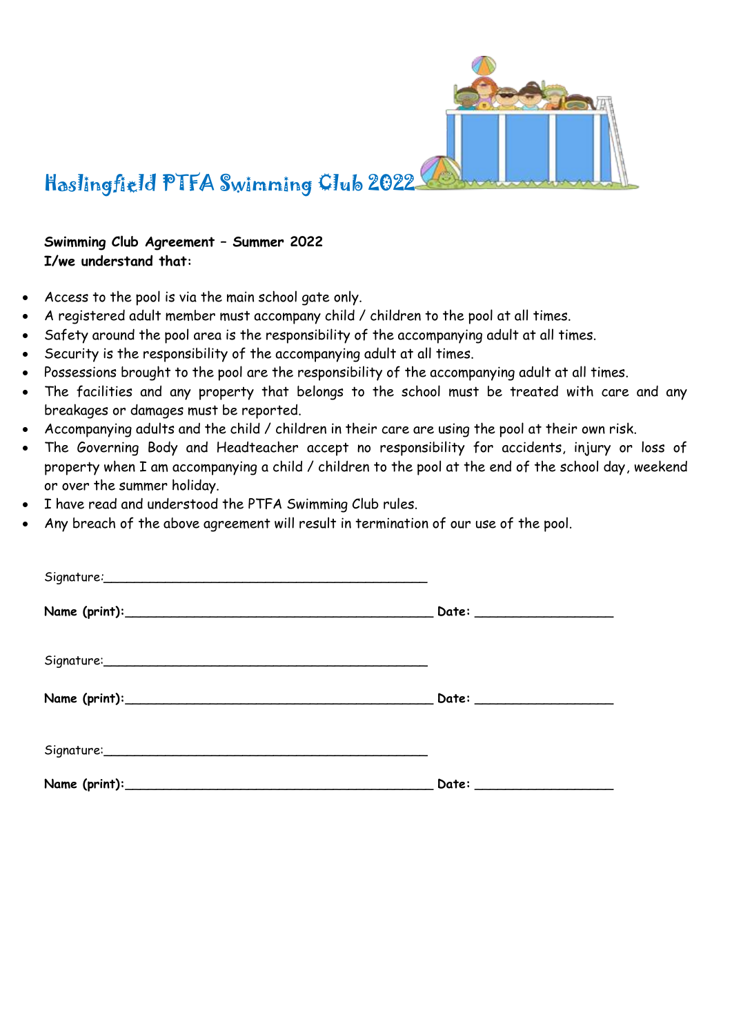# Haslingfield PTFA Swimming Club 2022

**Swimming Club Agreement – Summer 2022**
**I/we understand that:**

- Access to the pool is via the main school gate only.
- A registered adult member must accompany child / children to the pool at all times.
- Safety around the pool area is the responsibility of the accompanying adult at all times.
- Security is the responsibility of the accompanying adult at all times.
- Possessions brought to the pool are the responsibility of the accompanying adult at all times.
- The facilities and any property that belongs to the school must be treated with care and any breakages or damages must be reported.
- Accompanying adults and the child / children in their care are using the pool at their own risk.
- The Governing Body and Headteacher accept no responsibility for accidents, injury or loss of property when I am accompanying a child / children to the pool at the end of the school day, weekend or over the summer holiday.
- I have read and understood the PTFA Swimming Club rules.
- Any breach of the above agreement will result in termination of our use of the pool.

Signature:\_\_\_\_\_\_\_\_\_\_\_\_\_\_\_\_\_\_\_\_\_\_\_\_\_\_\_\_\_\_\_\_\_\_\_\_\_\_\_\_\_\_\_\_

**Name (print):**\_\_\_\_\_\_\_\_\_\_\_\_\_\_\_\_\_\_\_\_\_\_\_\_\_\_\_\_\_\_\_\_\_\_\_\_\_\_\_\_\_\_ **Date:** \_\_\_\_\_\_\_\_\_\_\_\_\_\_\_\_\_\_\_

Signature:\_\_\_\_\_\_\_\_\_\_\_\_\_\_\_\_\_\_\_\_\_\_\_\_\_\_\_\_\_\_\_\_\_\_\_\_\_\_\_\_\_\_\_\_

**Name (print):**\_\_\_\_\_\_\_\_\_\_\_\_\_\_\_\_\_\_\_\_\_\_\_\_\_\_\_\_\_\_\_\_\_\_\_\_\_\_\_\_\_\_ **Date:** \_\_\_\_\_\_\_\_\_\_\_\_\_\_\_\_\_\_\_

Signature:\_\_\_\_\_\_\_\_\_\_\_\_\_\_\_\_\_\_\_\_\_\_\_\_\_\_\_\_\_\_\_\_\_\_\_\_\_\_\_\_\_\_\_\_

**Name (print):**\_\_\_\_\_\_\_\_\_\_\_\_\_\_\_\_\_\_\_\_\_\_\_\_\_\_\_\_\_\_\_\_\_\_\_\_\_\_\_\_\_\_ **Date:** \_\_\_\_\_\_\_\_\_\_\_\_\_\_\_\_\_\_\_